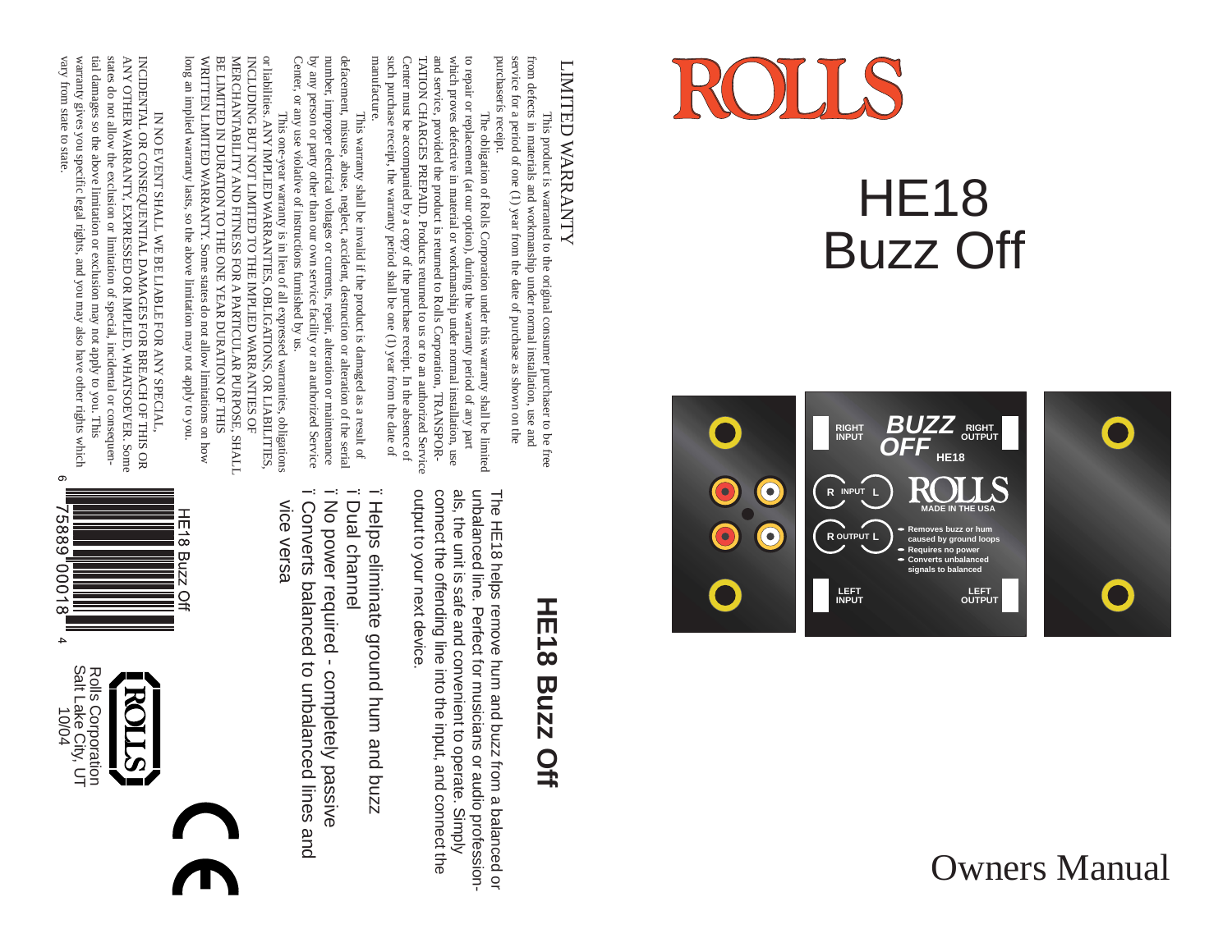# ROLLS

# HE18
# Buzz Off

RIGHT INPUT | BUZZ OFF | RIGHT OUTPUT | HE18

R INPUT L | ROLLS | MADE IN THE USA

R OUTPUT L

- Removes buzz or hum caused by ground loops
- Requires no power
- Converts unbalanced signals to balanced

LEFT INPUT | LEFT OUTPUT

Owners Manual

## HE18 Buzz Off

The HE18 helps remove hum and buzz from a balanced or unbalanced line. Perfect for musicians or audio professionals, the unit is safe and convenient to operate. Simply connect the offending line into the input, and connect the output to your next device.

- Helps eliminate ground hum and buzz
- Dual channel
- No power required - completely passive
- Converts balanced to unbalanced lines and vice versa

HE18 Buzz Off

6 75889 00018 4

ROLLS

Rolls Corporation
Salt Lake City, UT
10/04

CE

## LIMITED WARRANTY

This product is warranted to the original consumer purchaser to be free from defects in materials and workmanship under normal installation, use and service for a period of one (1) year from the date of purchase as shown on the purchaser's receipt.

The obligation of Rolls Corporation under this warranty shall be limited to repair or replacement (at our option), during the warranty period of any part which proves defective in material or workmanship under normal installation, use and service, provided the product is returned to Rolls Corporation, TRANSPORTATION CHARGES PREPAID. Products returned to us or to an authorized Service Center must be accompanied by a copy of the purchase receipt. In the absence of such purchase receipt, the warranty period shall be one (1) year from the date of manufacture.

This warranty shall be invalid if the product is damaged as a result of defacement, misuse, abuse, neglect, accident, destruction or alteration of the serial number, improper electrical voltages or currents, repair, alteration or maintenance by any person or party other than our own service facility or an authorized Service Center, or any use violative of instructions furnished by us.

This one-year warranty is in lieu of all expressed warranties, obligations or liabilities. ANY IMPLIED WARRANTIES, OBLIGATIONS, OR LIABILITIES, INCLUDING BUT NOT LIMITED TO THE IMPLIED WARRANTIES OF MERCHANTABILITY AND FITNESS FOR A PARTICULAR PURPOSE, SHALL BE LIMITED IN DURATION TO THE ONE YEAR DURATION OF THIS WRITTEN LIMITED WARRANTY. Some states do not allow limitations on how long an implied warranty lasts, so the above limitation may not apply to you.

IN NO EVENT SHALL WE BE LIABLE FOR ANY SPECIAL, INCIDENTAL OR CONSEQUENTIAL DAMAGES FOR BREACH OF THIS OR ANY OTHER WARRANTY, EXPRESSED OR IMPLIED, WHATSOEVER. Some states do not allow the exclusion or limitation of special, incidental or consequential damages so the above limitation or exclusion may not apply to you. This warranty gives you specific legal rights, and you may also have other rights which vary from state to state.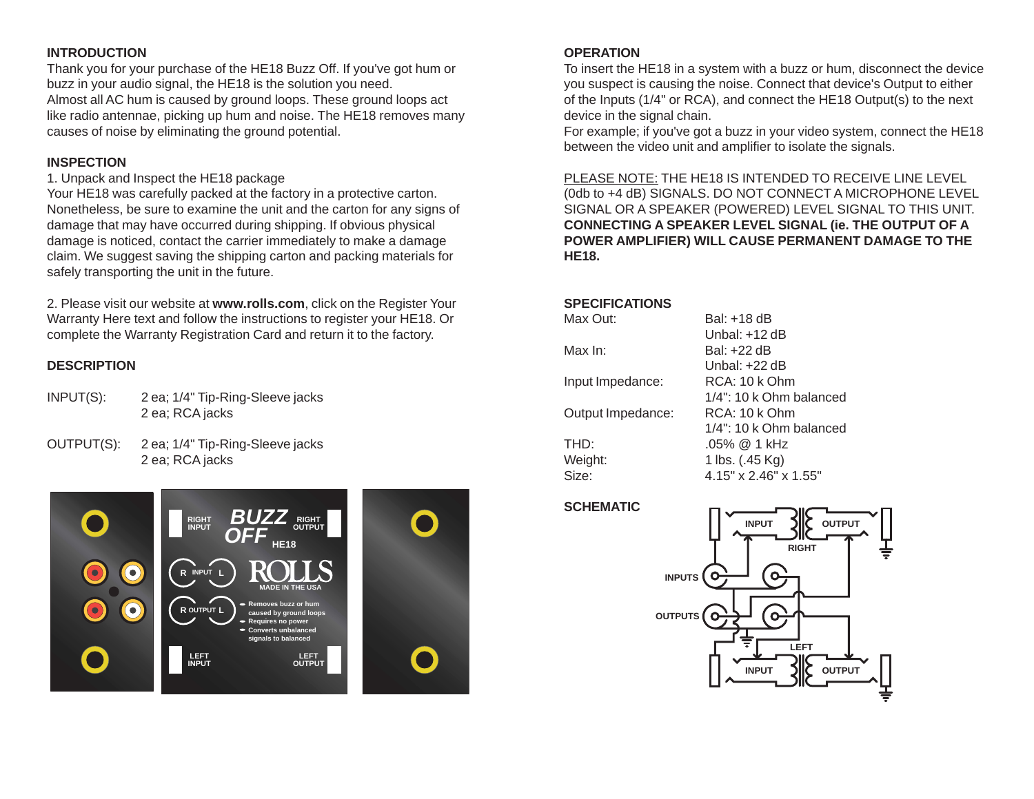## INTRODUCTION

Thank you for your purchase of the HE18 Buzz Off. If you've got hum or buzz in your audio signal, the HE18 is the solution you need.
Almost all AC hum is caused by ground loops. These ground loops act like radio antennae, picking up hum and noise. The HE18 removes many causes of noise by eliminating the ground potential.

## INSPECTION

1. Unpack and Inspect the HE18 package
Your HE18 was carefully packed at the factory in a protective carton. Nonetheless, be sure to examine the unit and the carton for any signs of damage that may have occurred during shipping. If obvious physical damage is noticed, contact the carrier immediately to make a damage claim. We suggest saving the shipping carton and packing materials for safely transporting the unit in the future.

2. Please visit our website at **www.rolls.com**, click on the Register Your Warranty Here text and follow the instructions to register your HE18. Or complete the Warranty Registration Card and return it to the factory.

## DESCRIPTION

| | |
|---|---|
| INPUT(S): | 2 ea; 1/4" Tip-Ring-Sleeve jacks<br>2 ea; RCA jacks |
| OUTPUT(S): | 2 ea; 1/4" Tip-Ring-Sleeve jacks<br>2 ea; RCA jacks |

RIGHT INPUT
BUZZ OFF
RIGHT OUTPUT
HE18
R INPUT L
ROLLS
MADE IN THE USA
R OUTPUT L
- Removes buzz or hum caused by ground loops
- Requires no power
- Converts unbalanced signals to balanced

LEFT INPUT
LEFT OUTPUT

## OPERATION

To insert the HE18 in a system with a buzz or hum, disconnect the device you suspect is causing the noise. Connect that device's Output to either of the Inputs (1/4" or RCA), and connect the HE18 Output(s) to the next device in the signal chain.
For example; if you've got a buzz in your video system, connect the HE18 between the video unit and amplifier to isolate the signals.

PLEASE NOTE: THE HE18 IS INTENDED TO RECEIVE LINE LEVEL (0db to +4 dB) SIGNALS. DO NOT CONNECT A MICROPHONE LEVEL SIGNAL OR A SPEAKER (POWERED) LEVEL SIGNAL TO THIS UNIT. **CONNECTING A SPEAKER LEVEL SIGNAL (ie. THE OUTPUT OF A POWER AMPLIFIER) WILL CAUSE PERMANENT DAMAGE TO THE HE18.**

## SPECIFICATIONS

| | |
|---|---|
| Max Out: | Bal: +18 dB<br>Unbal: +12 dB |
| Max In: | Bal: +22 dB<br>Unbal: +22 dB |
| Input Impedance: | RCA: 10 k Ohm<br>1/4": 10 k Ohm balanced |
| Output Impedance: | RCA: 10 k Ohm<br>1/4": 10 k Ohm balanced |
| THD: | .05% @ 1 kHz |
| Weight: | 1 lbs. (.45 Kg) |
| Size: | 4.15" x 2.46" x 1.55" |

## SCHEMATIC

INPUT
OUTPUT
RIGHT
INPUTS
OUTPUTS
LEFT
INPUT
OUTPUT